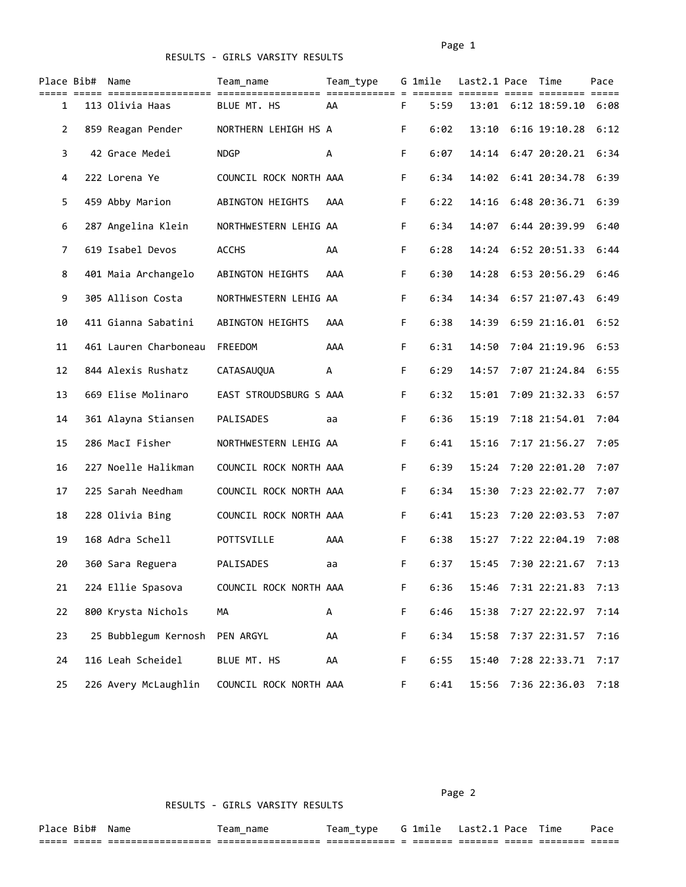## RESULTS - GIRLS VARSITY RESULTS

| Place | Bib# | Name | Team_name | Team_type | G | 1mile | Last2.1 | Pace | Time | Pace |
|---|---|---|---|---|---|---|---|---|---|---|
| 1 | 113 | Olivia Haas | BLUE MT. HS | AA | F | 5:59 | 13:01 | 6:12 | 18:59.10 | 6:08 |
| 2 | 859 | Reagan Pender | NORTHERN LEHIGH HS | A | F | 6:02 | 13:10 | 6:16 | 19:10.28 | 6:12 |
| 3 | 42 | Grace Medei | NDGP | A | F | 6:07 | 14:14 | 6:47 | 20:20.21 | 6:34 |
| 4 | 222 | Lorena Ye | COUNCIL ROCK NORTH | AAA | F | 6:34 | 14:02 | 6:41 | 20:34.78 | 6:39 |
| 5 | 459 | Abby Marion | ABINGTON HEIGHTS | AAA | F | 6:22 | 14:16 | 6:48 | 20:36.71 | 6:39 |
| 6 | 287 | Angelina Klein | NORTHWESTERN LEHIG | AA | F | 6:34 | 14:07 | 6:44 | 20:39.99 | 6:40 |
| 7 | 619 | Isabel Devos | ACCHS | AA | F | 6:28 | 14:24 | 6:52 | 20:51.33 | 6:44 |
| 8 | 401 | Maia Archangelo | ABINGTON HEIGHTS | AAA | F | 6:30 | 14:28 | 6:53 | 20:56.29 | 6:46 |
| 9 | 305 | Allison Costa | NORTHWESTERN LEHIG | AA | F | 6:34 | 14:34 | 6:57 | 21:07.43 | 6:49 |
| 10 | 411 | Gianna Sabatini | ABINGTON HEIGHTS | AAA | F | 6:38 | 14:39 | 6:59 | 21:16.01 | 6:52 |
| 11 | 461 | Lauren Charboneau | FREEDOM | AAA | F | 6:31 | 14:50 | 7:04 | 21:19.96 | 6:53 |
| 12 | 844 | Alexis Rushatz | CATASAUQUA | A | F | 6:29 | 14:57 | 7:07 | 21:24.84 | 6:55 |
| 13 | 669 | Elise Molinaro | EAST STROUDSBURG S | AAA | F | 6:32 | 15:01 | 7:09 | 21:32.33 | 6:57 |
| 14 | 361 | Alayna Stiansen | PALISADES | aa | F | 6:36 | 15:19 | 7:18 | 21:54.01 | 7:04 |
| 15 | 286 | MacI Fisher | NORTHWESTERN LEHIG | AA | F | 6:41 | 15:16 | 7:17 | 21:56.27 | 7:05 |
| 16 | 227 | Noelle Halikman | COUNCIL ROCK NORTH | AAA | F | 6:39 | 15:24 | 7:20 | 22:01.20 | 7:07 |
| 17 | 225 | Sarah Needham | COUNCIL ROCK NORTH | AAA | F | 6:34 | 15:30 | 7:23 | 22:02.77 | 7:07 |
| 18 | 228 | Olivia Bing | COUNCIL ROCK NORTH | AAA | F | 6:41 | 15:23 | 7:20 | 22:03.53 | 7:07 |
| 19 | 168 | Adra Schell | POTTSVILLE | AAA | F | 6:38 | 15:27 | 7:22 | 22:04.19 | 7:08 |
| 20 | 360 | Sara Reguera | PALISADES | aa | F | 6:37 | 15:45 | 7:30 | 22:21.67 | 7:13 |
| 21 | 224 | Ellie Spasova | COUNCIL ROCK NORTH | AAA | F | 6:36 | 15:46 | 7:31 | 22:21.83 | 7:13 |
| 22 | 800 | Krysta Nichols | MA | A | F | 6:46 | 15:38 | 7:27 | 22:22.97 | 7:14 |
| 23 | 25 | Bubblegum Kernosh | PEN ARGYL | AA | F | 6:34 | 15:58 | 7:37 | 22:31.57 | 7:16 |
| 24 | 116 | Leah Scheidel | BLUE MT. HS | AA | F | 6:55 | 15:40 | 7:28 | 22:33.71 | 7:17 |
| 25 | 226 | Avery McLaughlin | COUNCIL ROCK NORTH | AAA | F | 6:41 | 15:56 | 7:36 | 22:36.03 | 7:18 |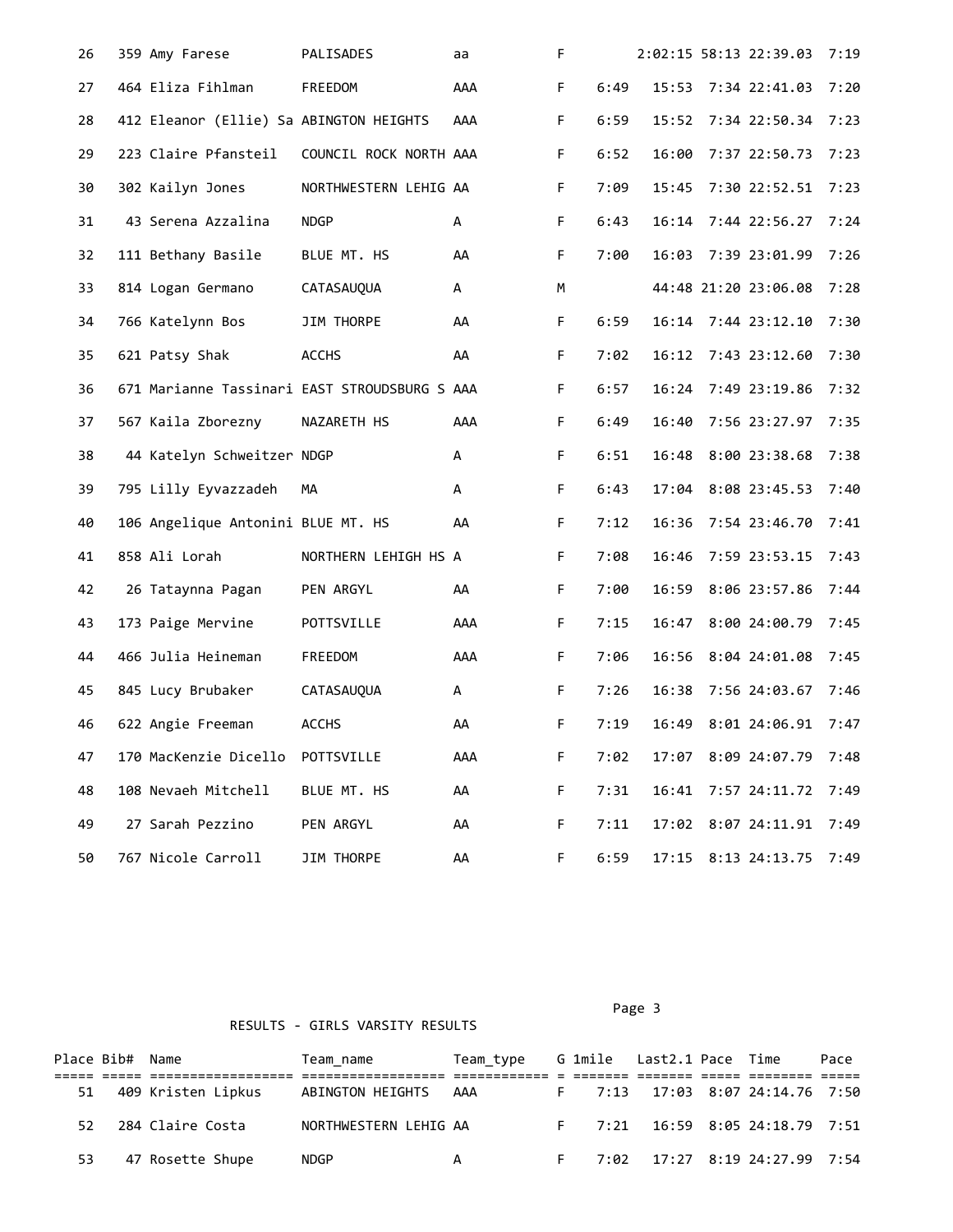| Place | Bib# | Name | Team_name | Team_type | G | 1mile | Last2.1 | Pace | Time | Pace |
|---|---|---|---|---|---|---|---|---|---|---|
| 26 | 359 | Amy Farese | PALISADES | aa | F | | 2:02:15 | 58:13 | 22:39.03 | 7:19 |
| 27 | 464 | Eliza Fihlman | FREEDOM | AAA | F | 6:49 | 15:53 | 7:34 | 22:41.03 | 7:20 |
| 28 | 412 | Eleanor (Ellie) Sa | ABINGTON HEIGHTS | AAA | F | 6:59 | 15:52 | 7:34 | 22:50.34 | 7:23 |
| 29 | 223 | Claire Pfansteil | COUNCIL ROCK NORTH | AAA | F | 6:52 | 16:00 | 7:37 | 22:50.73 | 7:23 |
| 30 | 302 | Kailyn Jones | NORTHWESTERN LEHIG | AA | F | 7:09 | 15:45 | 7:30 | 22:52.51 | 7:23 |
| 31 | 43 | Serena Azzalina | NDGP | A | F | 6:43 | 16:14 | 7:44 | 22:56.27 | 7:24 |
| 32 | 111 | Bethany Basile | BLUE MT. HS | AA | F | 7:00 | 16:03 | 7:39 | 23:01.99 | 7:26 |
| 33 | 814 | Logan Germano | CATASAUQUA | A | M | | 44:48 | 21:20 | 23:06.08 | 7:28 |
| 34 | 766 | Katelynn Bos | JIM THORPE | AA | F | 6:59 | 16:14 | 7:44 | 23:12.10 | 7:30 |
| 35 | 621 | Patsy Shak | ACCHS | AA | F | 7:02 | 16:12 | 7:43 | 23:12.60 | 7:30 |
| 36 | 671 | Marianne Tassinari | EAST STROUDSBURG S | AAA | F | 6:57 | 16:24 | 7:49 | 23:19.86 | 7:32 |
| 37 | 567 | Kaila Zborezny | NAZARETH HS | AAA | F | 6:49 | 16:40 | 7:56 | 23:27.97 | 7:35 |
| 38 | 44 | Katelyn Schweitzer | NDGP | A | F | 6:51 | 16:48 | 8:00 | 23:38.68 | 7:38 |
| 39 | 795 | Lilly Eyvazzadeh | MA | A | F | 6:43 | 17:04 | 8:08 | 23:45.53 | 7:40 |
| 40 | 106 | Angelique Antonini | BLUE MT. HS | AA | F | 7:12 | 16:36 | 7:54 | 23:46.70 | 7:41 |
| 41 | 858 | Ali Lorah | NORTHERN LEHIGH HS | A | F | 7:08 | 16:46 | 7:59 | 23:53.15 | 7:43 |
| 42 | 26 | Tataynna Pagan | PEN ARGYL | AA | F | 7:00 | 16:59 | 8:06 | 23:57.86 | 7:44 |
| 43 | 173 | Paige Mervine | POTTSVILLE | AAA | F | 7:15 | 16:47 | 8:00 | 24:00.79 | 7:45 |
| 44 | 466 | Julia Heineman | FREEDOM | AAA | F | 7:06 | 16:56 | 8:04 | 24:01.08 | 7:45 |
| 45 | 845 | Lucy Brubaker | CATASAUQUA | A | F | 7:26 | 16:38 | 7:56 | 24:03.67 | 7:46 |
| 46 | 622 | Angie Freeman | ACCHS | AA | F | 7:19 | 16:49 | 8:01 | 24:06.91 | 7:47 |
| 47 | 170 | MacKenzie Dicello | POTTSVILLE | AAA | F | 7:02 | 17:07 | 8:09 | 24:07.79 | 7:48 |
| 48 | 108 | Nevaeh Mitchell | BLUE MT. HS | AA | F | 7:31 | 16:41 | 7:57 | 24:11.72 | 7:49 |
| 49 | 27 | Sarah Pezzino | PEN ARGYL | AA | F | 7:11 | 17:02 | 8:07 | 24:11.91 | 7:49 |
| 50 | 767 | Nicole Carroll | JIM THORPE | AA | F | 6:59 | 17:15 | 8:13 | 24:13.75 | 7:49 |

RESULTS - GIRLS VARSITY RESULTS

| Place | Bib# | Name | Team_name | Team_type | G | 1mile | Last2.1 | Pace | Time | Pace |
|---|---|---|---|---|---|---|---|---|---|---|
| 51 | 409 | Kristen Lipkus | ABINGTON HEIGHTS | AAA | F | 7:13 | 17:03 | 8:07 | 24:14.76 | 7:50 |
| 52 | 284 | Claire Costa | NORTHWESTERN LEHIG | AA | F | 7:21 | 16:59 | 8:05 | 24:18.79 | 7:51 |
| 53 | 47 | Rosette Shupe | NDGP | A | F | 7:02 | 17:27 | 8:19 | 24:27.99 | 7:54 |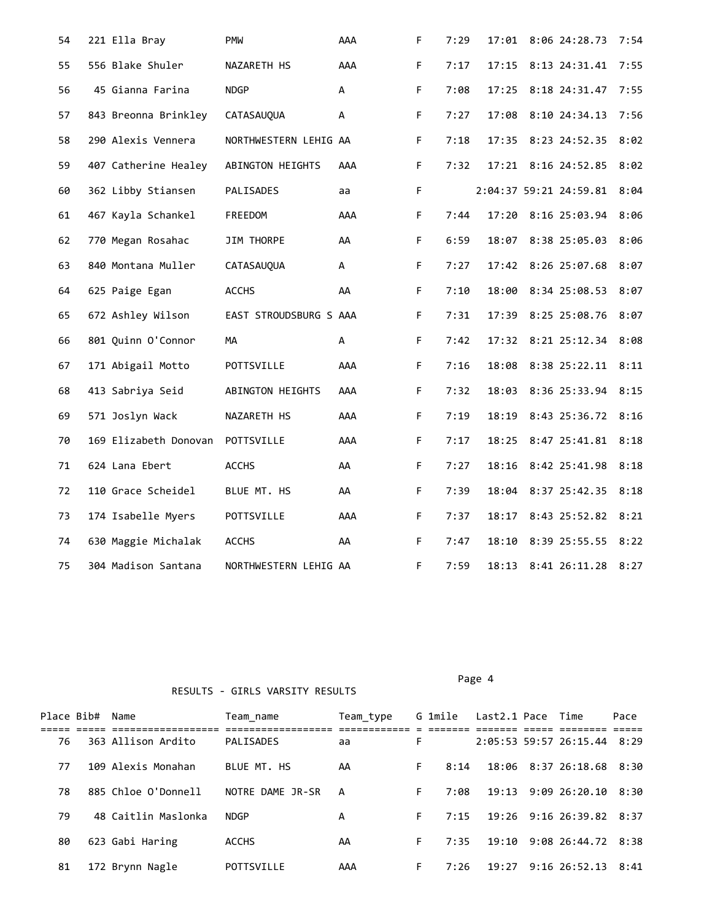| Place | Bib# | Name | Team_name | Team_type | G | 1mile | Last2.1 | Pace | Time | Pace |
|---|---|---|---|---|---|---|---|---|---|---|
| 54 | 221 | Ella Bray | PMW | AAA | F | 7:29 | 17:01 | 8:06 | 24:28.73 | 7:54 |
| 55 | 556 | Blake Shuler | NAZARETH HS | AAA | F | 7:17 | 17:15 | 8:13 | 24:31.41 | 7:55 |
| 56 | 45 | Gianna Farina | NDGP | A | F | 7:08 | 17:25 | 8:18 | 24:31.47 | 7:55 |
| 57 | 843 | Breonna Brinkley | CATASAUQUA | A | F | 7:27 | 17:08 | 8:10 | 24:34.13 | 7:56 |
| 58 | 290 | Alexis Vennera | NORTHWESTERN LEHIG | AA | F | 7:18 | 17:35 | 8:23 | 24:52.35 | 8:02 |
| 59 | 407 | Catherine Healey | ABINGTON HEIGHTS | AAA | F | 7:32 | 17:21 | 8:16 | 24:52.85 | 8:02 |
| 60 | 362 | Libby Stiansen | PALISADES | aa | F | | 2:04:37 | 59:21 | 24:59.81 | 8:04 |
| 61 | 467 | Kayla Schankel | FREEDOM | AAA | F | 7:44 | 17:20 | 8:16 | 25:03.94 | 8:06 |
| 62 | 770 | Megan Rosahac | JIM THORPE | AA | F | 6:59 | 18:07 | 8:38 | 25:05.03 | 8:06 |
| 63 | 840 | Montana Muller | CATASAUQUA | A | F | 7:27 | 17:42 | 8:26 | 25:07.68 | 8:07 |
| 64 | 625 | Paige Egan | ACCHS | AA | F | 7:10 | 18:00 | 8:34 | 25:08.53 | 8:07 |
| 65 | 672 | Ashley Wilson | EAST STROUDSBURG S | AAA | F | 7:31 | 17:39 | 8:25 | 25:08.76 | 8:07 |
| 66 | 801 | Quinn O'Connor | MA | A | F | 7:42 | 17:32 | 8:21 | 25:12.34 | 8:08 |
| 67 | 171 | Abigail Motto | POTTSVILLE | AAA | F | 7:16 | 18:08 | 8:38 | 25:22.11 | 8:11 |
| 68 | 413 | Sabriya Seid | ABINGTON HEIGHTS | AAA | F | 7:32 | 18:03 | 8:36 | 25:33.94 | 8:15 |
| 69 | 571 | Joslyn Wack | NAZARETH HS | AAA | F | 7:19 | 18:19 | 8:43 | 25:36.72 | 8:16 |
| 70 | 169 | Elizabeth Donovan | POTTSVILLE | AAA | F | 7:17 | 18:25 | 8:47 | 25:41.81 | 8:18 |
| 71 | 624 | Lana Ebert | ACCHS | AA | F | 7:27 | 18:16 | 8:42 | 25:41.98 | 8:18 |
| 72 | 110 | Grace Scheidel | BLUE MT. HS | AA | F | 7:39 | 18:04 | 8:37 | 25:42.35 | 8:18 |
| 73 | 174 | Isabelle Myers | POTTSVILLE | AAA | F | 7:37 | 18:17 | 8:43 | 25:52.82 | 8:21 |
| 74 | 630 | Maggie Michalak | ACCHS | AA | F | 7:47 | 18:10 | 8:39 | 25:55.55 | 8:22 |
| 75 | 304 | Madison Santana | NORTHWESTERN LEHIG | AA | F | 7:59 | 18:13 | 8:41 | 26:11.28 | 8:27 |

RESULTS - GIRLS VARSITY RESULTS

| Place | Bib# | Name | Team_name | Team_type | G | 1mile | Last2.1 | Pace | Time | Pace |
|---|---|---|---|---|---|---|---|---|---|---|
| 76 | 363 | Allison Ardito | PALISADES | aa | F | | 2:05:53 | 59:57 | 26:15.44 | 8:29 |
| 77 | 109 | Alexis Monahan | BLUE MT. HS | AA | F | 8:14 | 18:06 | 8:37 | 26:18.68 | 8:30 |
| 78 | 885 | Chloe O'Donnell | NOTRE DAME JR-SR | A | F | 7:08 | 19:13 | 9:09 | 26:20.10 | 8:30 |
| 79 | 48 | Caitlin Maslonka | NDGP | A | F | 7:15 | 19:26 | 9:16 | 26:39.82 | 8:37 |
| 80 | 623 | Gabi Haring | ACCHS | AA | F | 7:35 | 19:10 | 9:08 | 26:44.72 | 8:38 |
| 81 | 172 | Brynn Nagle | POTTSVILLE | AAA | F | 7:26 | 19:27 | 9:16 | 26:52.13 | 8:41 |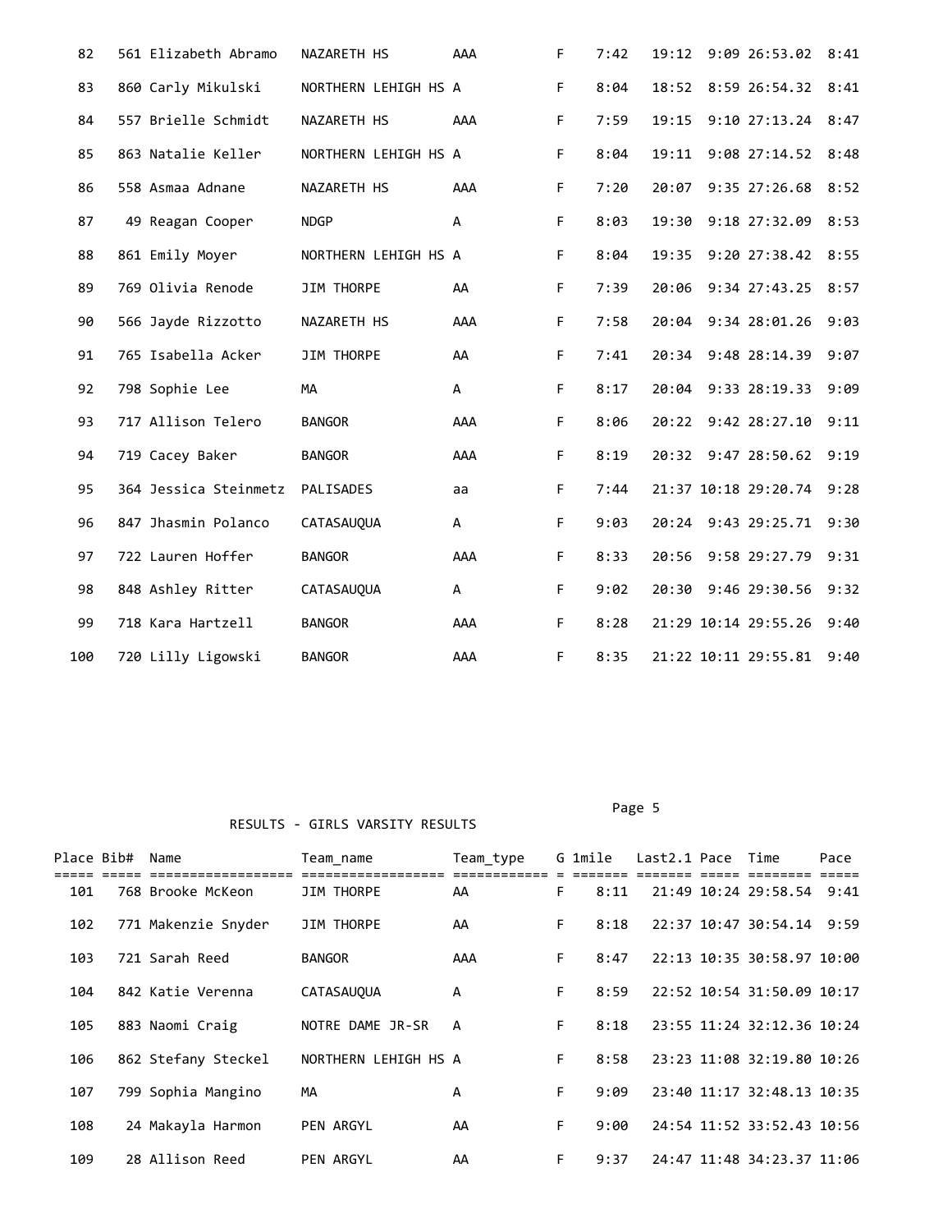| Place | Bib# | Name | Team_name | Team_type | G | 1mile | Last2.1 | Pace | Time | Pace |
|---|---|---|---|---|---|---|---|---|---|---|
| 82 | 561 | Elizabeth Abramo | NAZARETH HS | AAA | F | 7:42 | 19:12 | 9:09 | 26:53.02 | 8:41 |
| 83 | 860 | Carly Mikulski | NORTHERN LEHIGH HS | A | F | 8:04 | 18:52 | 8:59 | 26:54.32 | 8:41 |
| 84 | 557 | Brielle Schmidt | NAZARETH HS | AAA | F | 7:59 | 19:15 | 9:10 | 27:13.24 | 8:47 |
| 85 | 863 | Natalie Keller | NORTHERN LEHIGH HS | A | F | 8:04 | 19:11 | 9:08 | 27:14.52 | 8:48 |
| 86 | 558 | Asmaa Adnane | NAZARETH HS | AAA | F | 7:20 | 20:07 | 9:35 | 27:26.68 | 8:52 |
| 87 | 49 | Reagan Cooper | NDGP | A | F | 8:03 | 19:30 | 9:18 | 27:32.09 | 8:53 |
| 88 | 861 | Emily Moyer | NORTHERN LEHIGH HS | A | F | 8:04 | 19:35 | 9:20 | 27:38.42 | 8:55 |
| 89 | 769 | Olivia Renode | JIM THORPE | AA | F | 7:39 | 20:06 | 9:34 | 27:43.25 | 8:57 |
| 90 | 566 | Jayde Rizzotto | NAZARETH HS | AAA | F | 7:58 | 20:04 | 9:34 | 28:01.26 | 9:03 |
| 91 | 765 | Isabella Acker | JIM THORPE | AA | F | 7:41 | 20:34 | 9:48 | 28:14.39 | 9:07 |
| 92 | 798 | Sophie Lee | MA | A | F | 8:17 | 20:04 | 9:33 | 28:19.33 | 9:09 |
| 93 | 717 | Allison Telero | BANGOR | AAA | F | 8:06 | 20:22 | 9:42 | 28:27.10 | 9:11 |
| 94 | 719 | Cacey Baker | BANGOR | AAA | F | 8:19 | 20:32 | 9:47 | 28:50.62 | 9:19 |
| 95 | 364 | Jessica Steinmetz | PALISADES | aa | F | 7:44 | 21:37 | 10:18 | 29:20.74 | 9:28 |
| 96 | 847 | Jhasmin Polanco | CATASAUQUA | A | F | 9:03 | 20:24 | 9:43 | 29:25.71 | 9:30 |
| 97 | 722 | Lauren Hoffer | BANGOR | AAA | F | 8:33 | 20:56 | 9:58 | 29:27.79 | 9:31 |
| 98 | 848 | Ashley Ritter | CATASAUQUA | A | F | 9:02 | 20:30 | 9:46 | 29:30.56 | 9:32 |
| 99 | 718 | Kara Hartzell | BANGOR | AAA | F | 8:28 | 21:29 | 10:14 | 29:55.26 | 9:40 |
| 100 | 720 | Lilly Ligowski | BANGOR | AAA | F | 8:35 | 21:22 | 10:11 | 29:55.81 | 9:40 |

RESULTS - GIRLS VARSITY RESULTS

| Place | Bib# | Name | Team_name | Team_type | G | 1mile | Last2.1 | Pace | Time | Pace |
|---|---|---|---|---|---|---|---|---|---|---|
| 101 | 768 | Brooke McKeon | JIM THORPE | AA | F | 8:11 | 21:49 | 10:24 | 29:58.54 | 9:41 |
| 102 | 771 | Makenzie Snyder | JIM THORPE | AA | F | 8:18 | 22:37 | 10:47 | 30:54.14 | 9:59 |
| 103 | 721 | Sarah Reed | BANGOR | AAA | F | 8:47 | 22:13 | 10:35 | 30:58.97 | 10:00 |
| 104 | 842 | Katie Verenna | CATASAUQUA | A | F | 8:59 | 22:52 | 10:54 | 31:50.09 | 10:17 |
| 105 | 883 | Naomi Craig | NOTRE DAME JR-SR | A | F | 8:18 | 23:55 | 11:24 | 32:12.36 | 10:24 |
| 106 | 862 | Stefany Steckel | NORTHERN LEHIGH HS | A | F | 8:58 | 23:23 | 11:08 | 32:19.80 | 10:26 |
| 107 | 799 | Sophia Mangino | MA | A | F | 9:09 | 23:40 | 11:17 | 32:48.13 | 10:35 |
| 108 | 24 | Makayla Harmon | PEN ARGYL | AA | F | 9:00 | 24:54 | 11:52 | 33:52.43 | 10:56 |
| 109 | 28 | Allison Reed | PEN ARGYL | AA | F | 9:37 | 24:47 | 11:48 | 34:23.37 | 11:06 |